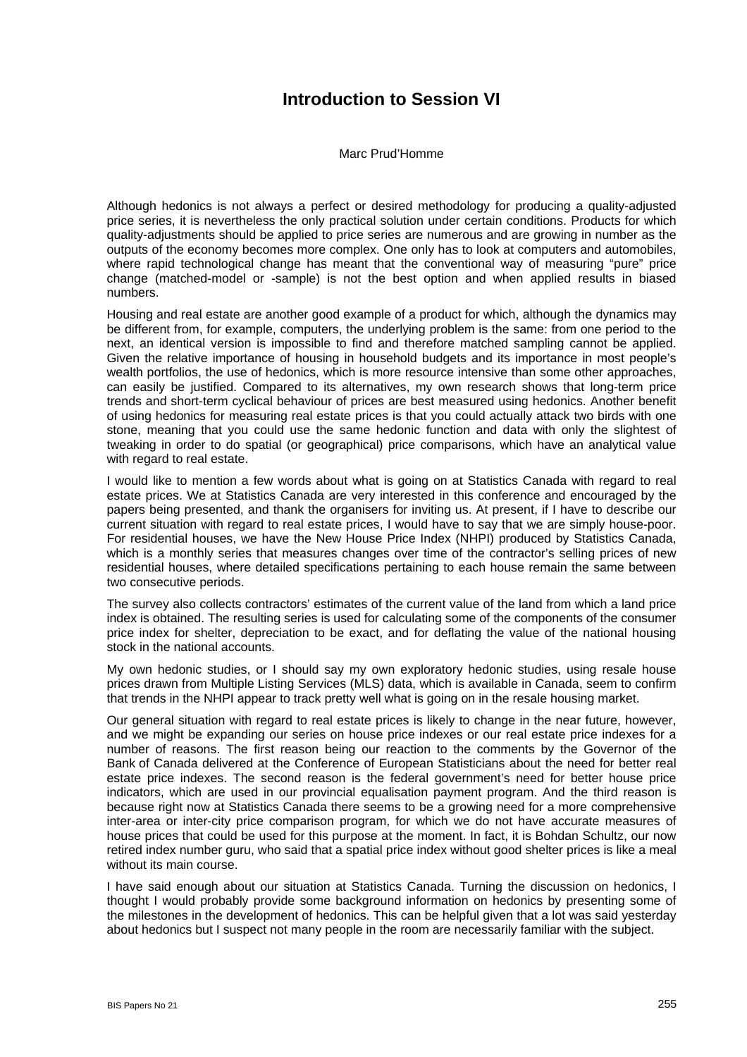# Introduction to Session VI

Marc Prud'Homme

Although hedonics is not always a perfect or desired methodology for producing a quality-adjusted price series, it is nevertheless the only practical solution under certain conditions. Products for which quality-adjustments should be applied to price series are numerous and are growing in number as the outputs of the economy becomes more complex. One only has to look at computers and automobiles, where rapid technological change has meant that the conventional way of measuring "pure" price change (matched-model or -sample) is not the best option and when applied results in biased numbers.

Housing and real estate are another good example of a product for which, although the dynamics may be different from, for example, computers, the underlying problem is the same: from one period to the next, an identical version is impossible to find and therefore matched sampling cannot be applied. Given the relative importance of housing in household budgets and its importance in most people's wealth portfolios, the use of hedonics, which is more resource intensive than some other approaches, can easily be justified. Compared to its alternatives, my own research shows that long-term price trends and short-term cyclical behaviour of prices are best measured using hedonics. Another benefit of using hedonics for measuring real estate prices is that you could actually attack two birds with one stone, meaning that you could use the same hedonic function and data with only the slightest of tweaking in order to do spatial (or geographical) price comparisons, which have an analytical value with regard to real estate.

I would like to mention a few words about what is going on at Statistics Canada with regard to real estate prices. We at Statistics Canada are very interested in this conference and encouraged by the papers being presented, and thank the organisers for inviting us. At present, if I have to describe our current situation with regard to real estate prices, I would have to say that we are simply house-poor. For residential houses, we have the New House Price Index (NHPI) produced by Statistics Canada, which is a monthly series that measures changes over time of the contractor's selling prices of new residential houses, where detailed specifications pertaining to each house remain the same between two consecutive periods.

The survey also collects contractors' estimates of the current value of the land from which a land price index is obtained. The resulting series is used for calculating some of the components of the consumer price index for shelter, depreciation to be exact, and for deflating the value of the national housing stock in the national accounts.

My own hedonic studies, or I should say my own exploratory hedonic studies, using resale house prices drawn from Multiple Listing Services (MLS) data, which is available in Canada, seem to confirm that trends in the NHPI appear to track pretty well what is going on in the resale housing market.

Our general situation with regard to real estate prices is likely to change in the near future, however, and we might be expanding our series on house price indexes or our real estate price indexes for a number of reasons. The first reason being our reaction to the comments by the Governor of the Bank of Canada delivered at the Conference of European Statisticians about the need for better real estate price indexes. The second reason is the federal government's need for better house price indicators, which are used in our provincial equalisation payment program. And the third reason is because right now at Statistics Canada there seems to be a growing need for a more comprehensive inter-area or inter-city price comparison program, for which we do not have accurate measures of house prices that could be used for this purpose at the moment. In fact, it is Bohdan Schultz, our now retired index number guru, who said that a spatial price index without good shelter prices is like a meal without its main course.

I have said enough about our situation at Statistics Canada. Turning the discussion on hedonics, I thought I would probably provide some background information on hedonics by presenting some of the milestones in the development of hedonics. This can be helpful given that a lot was said yesterday about hedonics but I suspect not many people in the room are necessarily familiar with the subject.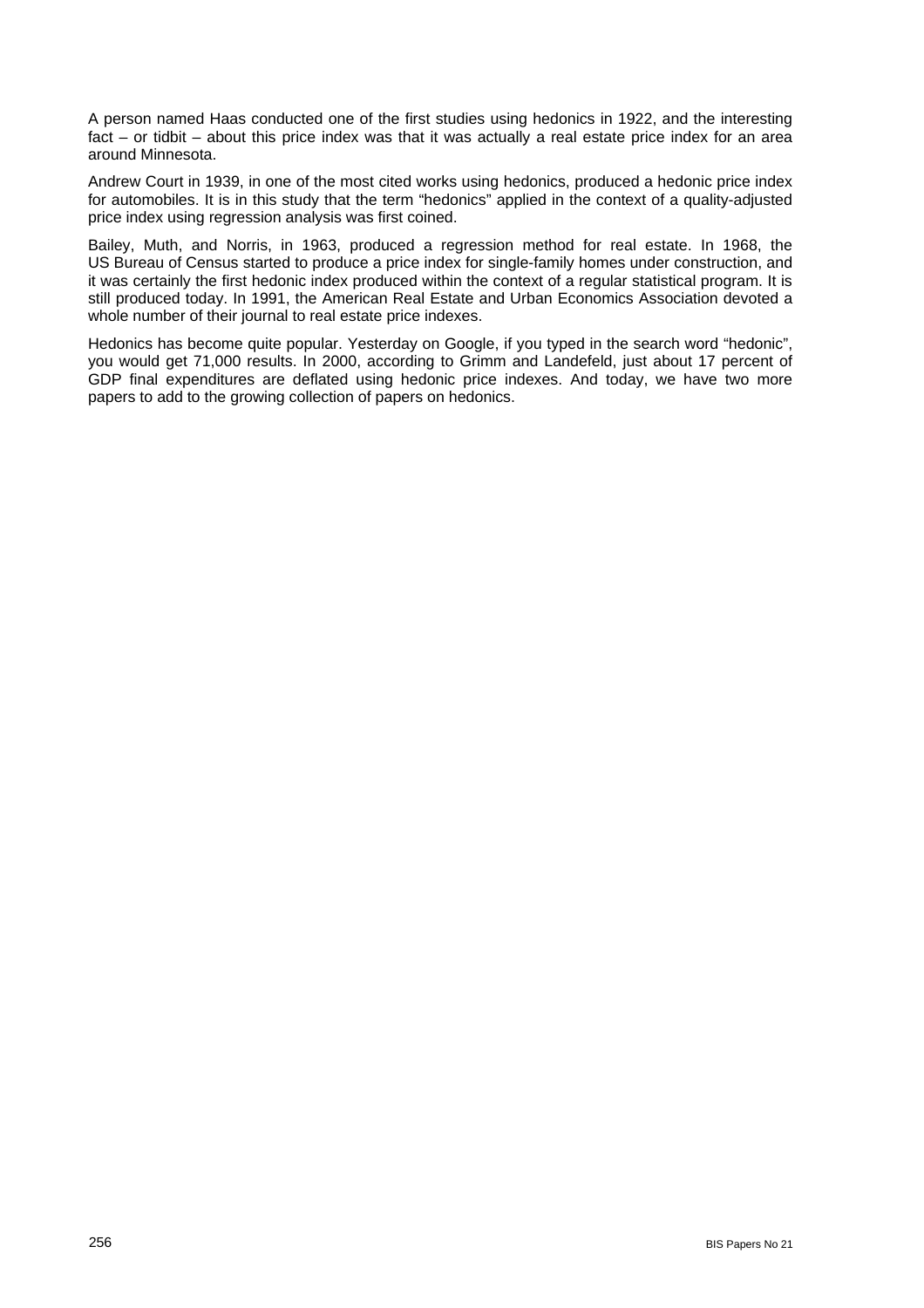A person named Haas conducted one of the first studies using hedonics in 1922, and the interesting fact – or tidbit – about this price index was that it was actually a real estate price index for an area around Minnesota.

Andrew Court in 1939, in one of the most cited works using hedonics, produced a hedonic price index for automobiles. It is in this study that the term "hedonics" applied in the context of a quality-adjusted price index using regression analysis was first coined.

Bailey, Muth, and Norris, in 1963, produced a regression method for real estate. In 1968, the US Bureau of Census started to produce a price index for single-family homes under construction, and it was certainly the first hedonic index produced within the context of a regular statistical program. It is still produced today. In 1991, the American Real Estate and Urban Economics Association devoted a whole number of their journal to real estate price indexes.

Hedonics has become quite popular. Yesterday on Google, if you typed in the search word "hedonic", you would get 71,000 results. In 2000, according to Grimm and Landefeld, just about 17 percent of GDP final expenditures are deflated using hedonic price indexes. And today, we have two more papers to add to the growing collection of papers on hedonics.